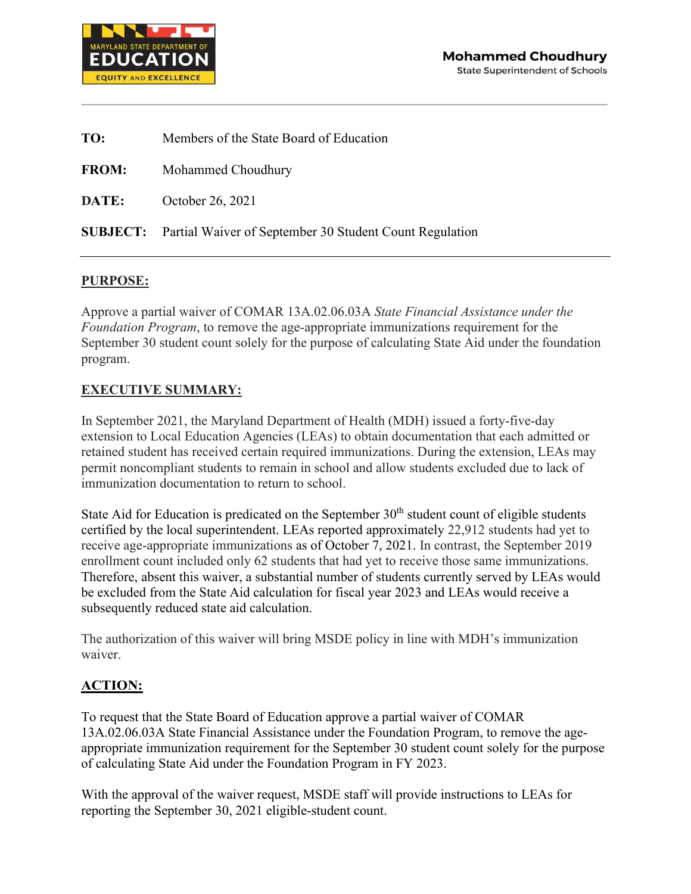MARYLAND STATE DEPARTMENT OF EDUCATION
EQUITY AND EXCELLENCE

**Mohammed Choudhury**
State Superintendent of Schools

---

**TO:** Members of the State Board of Education

**FROM:** Mohammed Choudhury

**DATE:** October 26, 2021

**SUBJECT:** Partial Waiver of September 30 Student Count Regulation

---

## PURPOSE:

Approve a partial waiver of COMAR 13A.02.06.03A *State Financial Assistance under the Foundation Program*, to remove the age-appropriate immunizations requirement for the September 30 student count solely for the purpose of calculating State Aid under the foundation program.

## EXECUTIVE SUMMARY:

In September 2021, the Maryland Department of Health (MDH) issued a forty-five-day extension to Local Education Agencies (LEAs) to obtain documentation that each admitted or retained student has received certain required immunizations. During the extension, LEAs may permit noncompliant students to remain in school and allow students excluded due to lack of immunization documentation to return to school.

State Aid for Education is predicated on the September 30th student count of eligible students certified by the local superintendent. LEAs reported approximately 22,912 students had yet to receive age-appropriate immunizations as of October 7, 2021. In contrast, the September 2019 enrollment count included only 62 students that had yet to receive those same immunizations. Therefore, absent this waiver, a substantial number of students currently served by LEAs would be excluded from the State Aid calculation for fiscal year 2023 and LEAs would receive a subsequently reduced state aid calculation.

The authorization of this waiver will bring MSDE policy in line with MDH's immunization waiver.

## ACTION:

To request that the State Board of Education approve a partial waiver of COMAR 13A.02.06.03A State Financial Assistance under the Foundation Program, to remove the age-appropriate immunization requirement for the September 30 student count solely for the purpose of calculating State Aid under the Foundation Program in FY 2023.

With the approval of the waiver request, MSDE staff will provide instructions to LEAs for reporting the September 30, 2021 eligible-student count.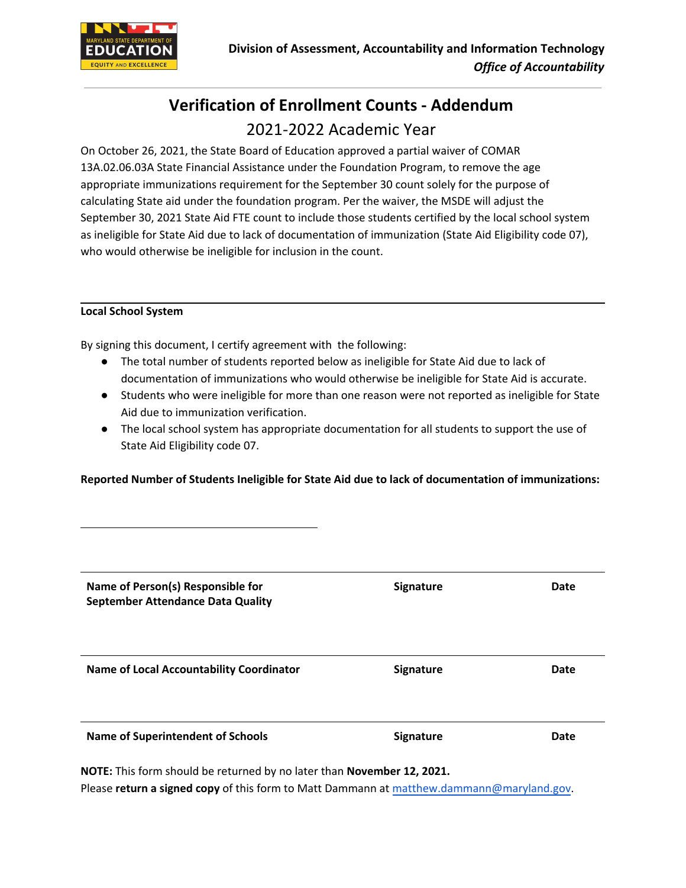Division of Assessment, Accountability and Information Technology
*Office of Accountability*

# Verification of Enrollment Counts - Addendum

## 2021-2022 Academic Year

On October 26, 2021, the State Board of Education approved a partial waiver of COMAR 13A.02.06.03A State Financial Assistance under the Foundation Program, to remove the age appropriate immunizations requirement for the September 30 count solely for the purpose of calculating State aid under the foundation program. Per the waiver, the MSDE will adjust the September 30, 2021 State Aid FTE count to include those students certified by the local school system as ineligible for State Aid due to lack of documentation of immunization (State Aid Eligibility code 07), who would otherwise be ineligible for inclusion in the count.

**Local School System**

By signing this document, I certify agreement with the following:

- The total number of students reported below as ineligible for State Aid due to lack of documentation of immunizations who would otherwise be ineligible for State Aid is accurate.
- Students who were ineligible for more than one reason were not reported as ineligible for State Aid due to immunization verification.
- The local school system has appropriate documentation for all students to support the use of State Aid Eligibility code 07.

**Reported Number of Students Ineligible for State Aid due to lack of documentation of immunizations:**

\_\_\_\_\_\_\_\_\_\_\_\_\_\_\_\_\_\_\_\_\_\_\_\_\_\_\_\_\_\_\_\_\_\_\_\_\_\_\_\_

| | | |
|---|---|---|
| **Name of Person(s) Responsible for September Attendance Data Quality** | **Signature** | **Date** |
| **Name of Local Accountability Coordinator** | **Signature** | **Date** |
| **Name of Superintendent of Schools** | **Signature** | **Date** |

**NOTE:** This form should be returned by no later than **November 12, 2021.**
Please **return a signed copy** of this form to Matt Dammann at matthew.dammann@maryland.gov.